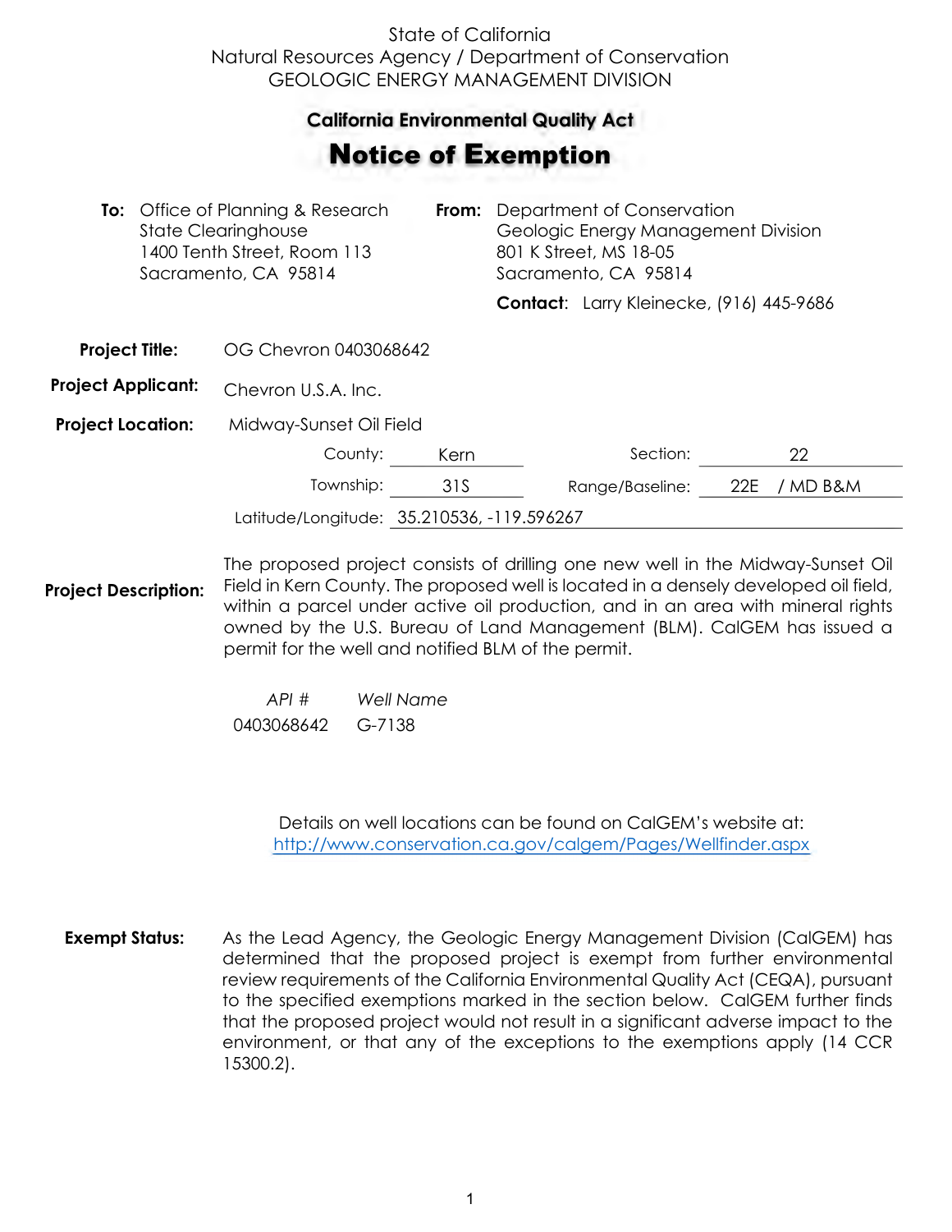State of California
Natural Resources Agency / Department of Conservation
GEOLOGIC ENERGY MANAGEMENT DIVISION

## California Environmental Quality Act

# Notice of Exemption

**To:** Office of Planning & Research
State Clearinghouse
1400 Tenth Street, Room 113
Sacramento, CA 95814

**From:** Department of Conservation
Geologic Energy Management Division
801 K Street, MS 18-05
Sacramento, CA 95814

**Contact**: Larry Kleinecke, (916) 445-9686

**Project Title:** OG Chevron 0403068642

**Project Applicant:** Chevron U.S.A. Inc.

**Project Location:** Midway-Sunset Oil Field

County: Kern
Section: 22
Township: 31S
Range/Baseline: 22E / MD B&M
Latitude/Longitude: 35.210536, -119.596267

**Project Description:** The proposed project consists of drilling one new well in the Midway-Sunset Oil Field in Kern County. The proposed well is located in a densely developed oil field, within a parcel under active oil production, and in an area with mineral rights owned by the U.S. Bureau of Land Management (BLM). CalGEM has issued a permit for the well and notified BLM of the permit.

| *API #* | *Well Name* |
|---|---|
| 0403068642 | G-7138 |

Details on well locations can be found on CalGEM's website at:
http://www.conservation.ca.gov/calgem/Pages/Wellfinder.aspx

**Exempt Status:** As the Lead Agency, the Geologic Energy Management Division (CalGEM) has determined that the proposed project is exempt from further environmental review requirements of the California Environmental Quality Act (CEQA), pursuant to the specified exemptions marked in the section below. CalGEM further finds that the proposed project would not result in a significant adverse impact to the environment, or that any of the exceptions to the exemptions apply (14 CCR 15300.2).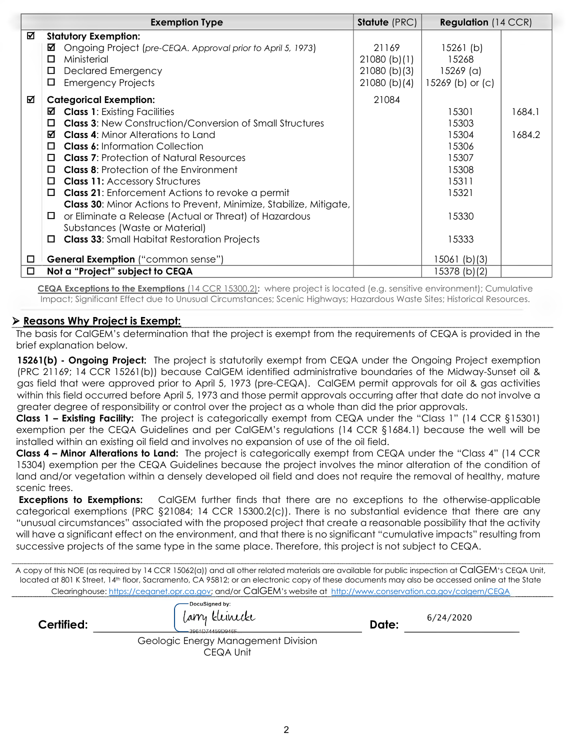| | Exemption Type | Statute (PRC) | Regulation (14 CCR) | |
|---|---|---|---|---|
| ☑ | **Statutory Exemption:** | | | |
| | ☑ Ongoing Project (*pre-CEQA. Approval prior to April 5, 1973*) | 21169 | 15261 (b) | |
| | ☐ Ministerial | 21080 (b)(1) | 15268 | |
| | ☐ Declared Emergency | 21080 (b)(3) | 15269 (a) | |
| | ☐ Emergency Projects | 21080 (b)(4) | 15269 (b) or (c) | |
| ☑ | **Categorical Exemption:** | 21084 | | |
| | ☑ **Class 1**: Existing Facilities | | 15301 | 1684.1 |
| | ☐ **Class 3**: New Construction/Conversion of Small Structures | | 15303 | |
| | ☑ **Class 4**: Minor Alterations to Land | | 15304 | 1684.2 |
| | ☐ **Class 6:** Information Collection | | 15306 | |
| | ☐ **Class 7**: Protection of Natural Resources | | 15307 | |
| | ☐ **Class 8**: Protection of the Environment | | 15308 | |
| | ☐ **Class 11:** Accessory Structures | | 15311 | |
| | ☐ **Class 21**: Enforcement Actions to revoke a permit | | 15321 | |
| | ☐ **Class 30**: Minor Actions to Prevent, Minimize, Stabilize, Mitigate, or Eliminate a Release (Actual or Threat) of Hazardous Substances (Waste or Material) | | 15330 | |
| | ☐ **Class 33**: Small Habitat Restoration Projects | | 15333 | |
| ☐ | **General Exemption** ("common sense") | | 15061 (b)(3) | |
| ☐ | **Not a "Project" subject to CEQA** | | 15378 (b)(2) | |

**CEQA Exceptions to the Exemptions** (14 CCR 15300.2)**:** where project is located (e.g. sensitive environment); Cumulative Impact; Significant Effect due to Unusual Circumstances; Scenic Highways; Hazardous Waste Sites; Historical Resources.

## ➢ Reasons Why Project is Exempt:

The basis for CalGEM's determination that the project is exempt from the requirements of CEQA is provided in the brief explanation below.

**15261(b) - Ongoing Project:** The project is statutorily exempt from CEQA under the Ongoing Project exemption (PRC 21169; 14 CCR 15261(b)) because CalGEM identified administrative boundaries of the Midway-Sunset oil & gas field that were approved prior to April 5, 1973 (pre-CEQA). CalGEM permit approvals for oil & gas activities within this field occurred before April 5, 1973 and those permit approvals occurring after that date do not involve a greater degree of responsibility or control over the project as a whole than did the prior approvals.

**Class 1 – Existing Facility:** The project is categorically exempt from CEQA under the "Class 1" (14 CCR §15301) exemption per the CEQA Guidelines and per CalGEM's regulations (14 CCR §1684.1) because the well will be installed within an existing oil field and involves no expansion of use of the oil field.

**Class 4 – Minor Alterations to Land:** The project is categorically exempt from CEQA under the "Class 4" (14 CCR 15304) exemption per the CEQA Guidelines because the project involves the minor alteration of the condition of land and/or vegetation within a densely developed oil field and does not require the removal of healthy, mature scenic trees.

**Exceptions to Exemptions:** CalGEM further finds that there are no exceptions to the otherwise-applicable categorical exemptions (PRC §21084; 14 CCR 15300.2(c)). There is no substantial evidence that there are any "unusual circumstances" associated with the proposed project that create a reasonable possibility that the activity will have a significant effect on the environment, and that there is no significant "cumulative impacts" resulting from successive projects of the same type in the same place. Therefore, this project is not subject to CEQA.

A copy of this NOE (as required by 14 CCR 15062(a)) and all other related materials are available for public inspection at CalGEM's CEQA Unit, located at 801 K Street, 14th floor, Sacramento, CA 95812; or an electronic copy of these documents may also be accessed online at the State Clearinghouse: https://ceqanet.opr.ca.gov; and/or CalGEM's website at http://www.conservation.ca.gov/calgem/CEQA

**Certified:** DocuSigned by: Larry Kleinecke 3961D74459D946F...

**Date:** 6/24/2020

Geologic Energy Management Division
CEQA Unit